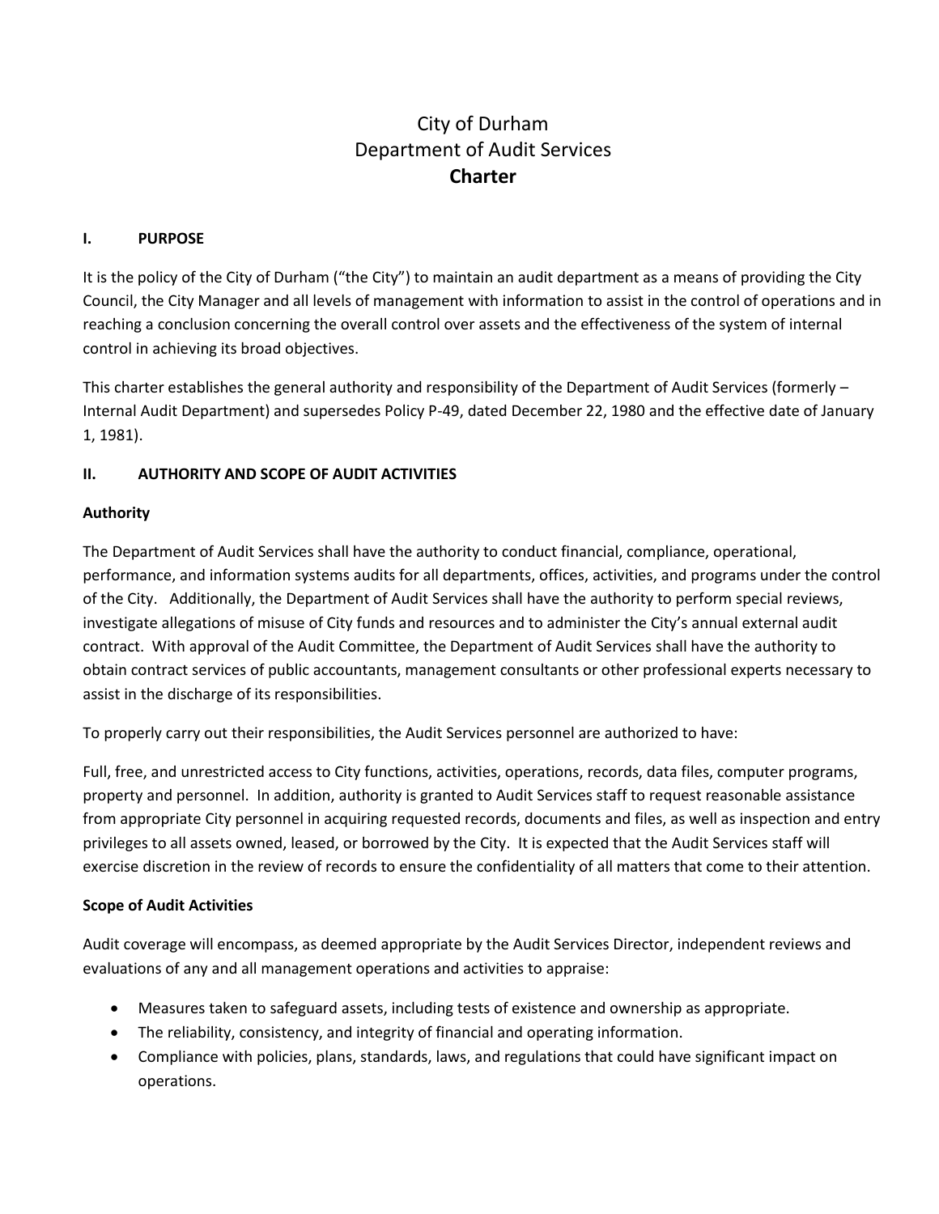# City of Durham
# Department of Audit Services
# **Charter**

## I. PURPOSE

It is the policy of the City of Durham ("the City") to maintain an audit department as a means of providing the City Council, the City Manager and all levels of management with information to assist in the control of operations and in reaching a conclusion concerning the overall control over assets and the effectiveness of the system of internal control in achieving its broad objectives.

This charter establishes the general authority and responsibility of the Department of Audit Services (formerly – Internal Audit Department) and supersedes Policy P-49, dated December 22, 1980 and the effective date of January 1, 1981).

## II. AUTHORITY AND SCOPE OF AUDIT ACTIVITIES

### Authority

The Department of Audit Services shall have the authority to conduct financial, compliance, operational, performance, and information systems audits for all departments, offices, activities, and programs under the control of the City. Additionally, the Department of Audit Services shall have the authority to perform special reviews, investigate allegations of misuse of City funds and resources and to administer the City's annual external audit contract. With approval of the Audit Committee, the Department of Audit Services shall have the authority to obtain contract services of public accountants, management consultants or other professional experts necessary to assist in the discharge of its responsibilities.

To properly carry out their responsibilities, the Audit Services personnel are authorized to have:

Full, free, and unrestricted access to City functions, activities, operations, records, data files, computer programs, property and personnel. In addition, authority is granted to Audit Services staff to request reasonable assistance from appropriate City personnel in acquiring requested records, documents and files, as well as inspection and entry privileges to all assets owned, leased, or borrowed by the City. It is expected that the Audit Services staff will exercise discretion in the review of records to ensure the confidentiality of all matters that come to their attention.

### Scope of Audit Activities

Audit coverage will encompass, as deemed appropriate by the Audit Services Director, independent reviews and evaluations of any and all management operations and activities to appraise:

- Measures taken to safeguard assets, including tests of existence and ownership as appropriate.
- The reliability, consistency, and integrity of financial and operating information.
- Compliance with policies, plans, standards, laws, and regulations that could have significant impact on operations.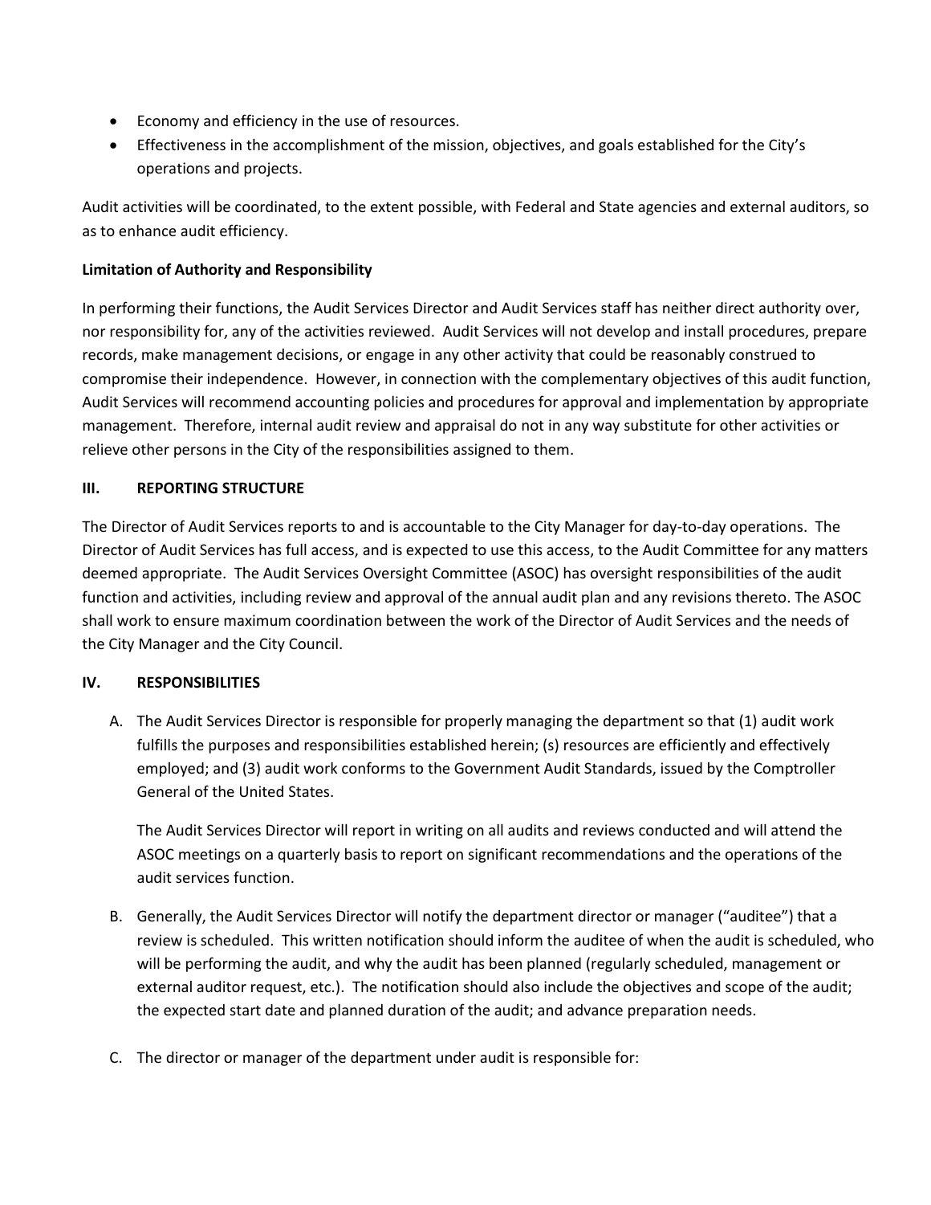- Economy and efficiency in the use of resources.
- Effectiveness in the accomplishment of the mission, objectives, and goals established for the City's operations and projects.

Audit activities will be coordinated, to the extent possible, with Federal and State agencies and external auditors, so as to enhance audit efficiency.

**Limitation of Authority and Responsibility**

In performing their functions, the Audit Services Director and Audit Services staff has neither direct authority over, nor responsibility for, any of the activities reviewed. Audit Services will not develop and install procedures, prepare records, make management decisions, or engage in any other activity that could be reasonably construed to compromise their independence. However, in connection with the complementary objectives of this audit function, Audit Services will recommend accounting policies and procedures for approval and implementation by appropriate management. Therefore, internal audit review and appraisal do not in any way substitute for other activities or relieve other persons in the City of the responsibilities assigned to them.

## III. REPORTING STRUCTURE

The Director of Audit Services reports to and is accountable to the City Manager for day-to-day operations. The Director of Audit Services has full access, and is expected to use this access, to the Audit Committee for any matters deemed appropriate. The Audit Services Oversight Committee (ASOC) has oversight responsibilities of the audit function and activities, including review and approval of the annual audit plan and any revisions thereto. The ASOC shall work to ensure maximum coordination between the work of the Director of Audit Services and the needs of the City Manager and the City Council.

## IV. RESPONSIBILITIES

A. The Audit Services Director is responsible for properly managing the department so that (1) audit work fulfills the purposes and responsibilities established herein; (s) resources are efficiently and effectively employed; and (3) audit work conforms to the Government Audit Standards, issued by the Comptroller General of the United States.

   The Audit Services Director will report in writing on all audits and reviews conducted and will attend the ASOC meetings on a quarterly basis to report on significant recommendations and the operations of the audit services function.

B. Generally, the Audit Services Director will notify the department director or manager ("auditee") that a review is scheduled. This written notification should inform the auditee of when the audit is scheduled, who will be performing the audit, and why the audit has been planned (regularly scheduled, management or external auditor request, etc.). The notification should also include the objectives and scope of the audit; the expected start date and planned duration of the audit; and advance preparation needs.

C. The director or manager of the department under audit is responsible for: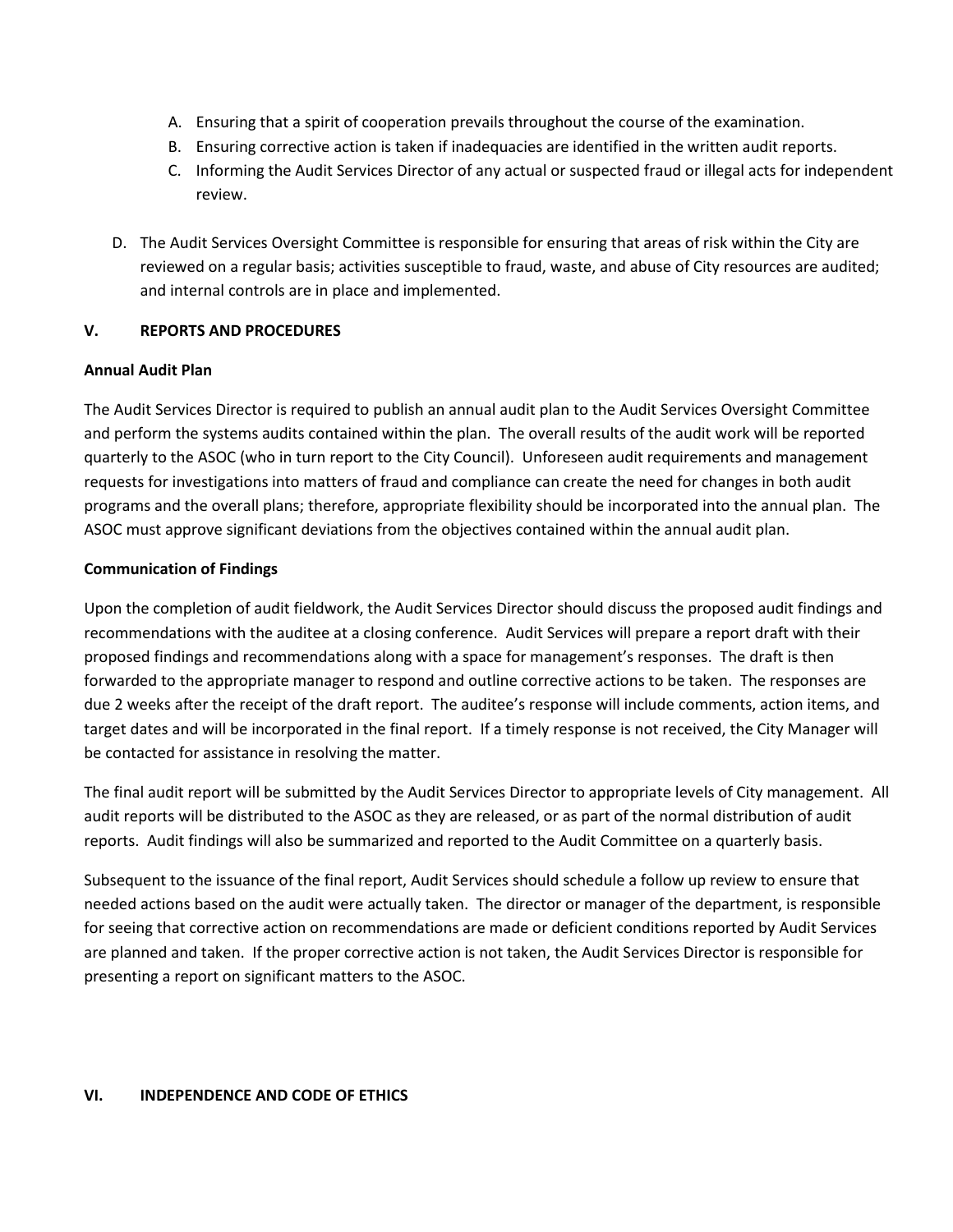A. Ensuring that a spirit of cooperation prevails throughout the course of the examination.
B. Ensuring corrective action is taken if inadequacies are identified in the written audit reports.
C. Informing the Audit Services Director of any actual or suspected fraud or illegal acts for independent review.

D. The Audit Services Oversight Committee is responsible for ensuring that areas of risk within the City are reviewed on a regular basis; activities susceptible to fraud, waste, and abuse of City resources are audited; and internal controls are in place and implemented.

## V. REPORTS AND PROCEDURES

**Annual Audit Plan**

The Audit Services Director is required to publish an annual audit plan to the Audit Services Oversight Committee and perform the systems audits contained within the plan. The overall results of the audit work will be reported quarterly to the ASOC (who in turn report to the City Council). Unforeseen audit requirements and management requests for investigations into matters of fraud and compliance can create the need for changes in both audit programs and the overall plans; therefore, appropriate flexibility should be incorporated into the annual plan. The ASOC must approve significant deviations from the objectives contained within the annual audit plan.

**Communication of Findings**

Upon the completion of audit fieldwork, the Audit Services Director should discuss the proposed audit findings and recommendations with the auditee at a closing conference. Audit Services will prepare a report draft with their proposed findings and recommendations along with a space for management's responses. The draft is then forwarded to the appropriate manager to respond and outline corrective actions to be taken. The responses are due 2 weeks after the receipt of the draft report. The auditee's response will include comments, action items, and target dates and will be incorporated in the final report. If a timely response is not received, the City Manager will be contacted for assistance in resolving the matter.

The final audit report will be submitted by the Audit Services Director to appropriate levels of City management. All audit reports will be distributed to the ASOC as they are released, or as part of the normal distribution of audit reports. Audit findings will also be summarized and reported to the Audit Committee on a quarterly basis.

Subsequent to the issuance of the final report, Audit Services should schedule a follow up review to ensure that needed actions based on the audit were actually taken. The director or manager of the department, is responsible for seeing that corrective action on recommendations are made or deficient conditions reported by Audit Services are planned and taken. If the proper corrective action is not taken, the Audit Services Director is responsible for presenting a report on significant matters to the ASOC.

## VI. INDEPENDENCE AND CODE OF ETHICS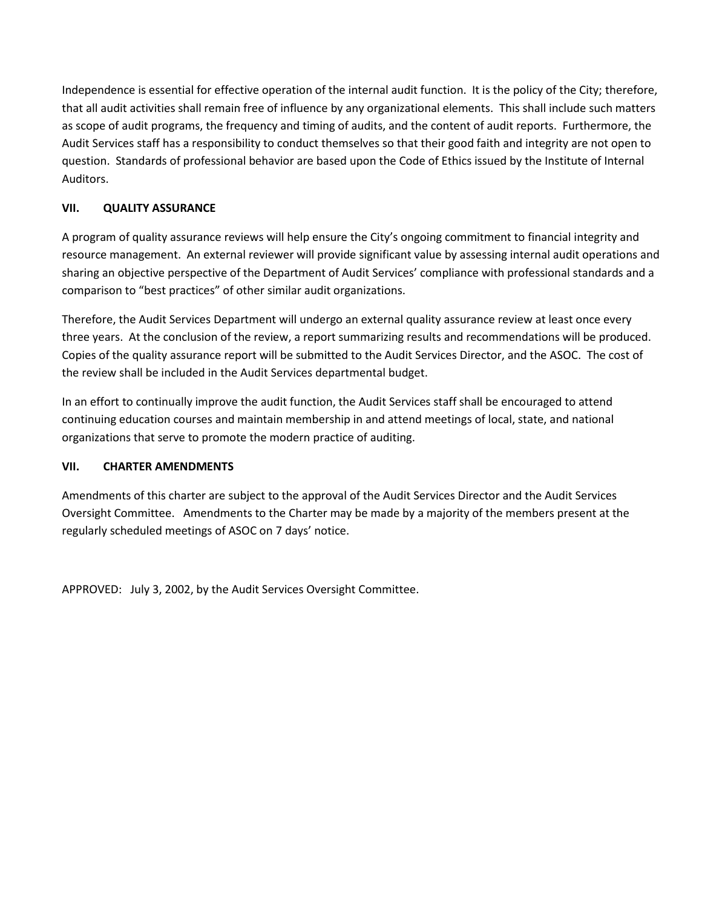Independence is essential for effective operation of the internal audit function. It is the policy of the City; therefore, that all audit activities shall remain free of influence by any organizational elements. This shall include such matters as scope of audit programs, the frequency and timing of audits, and the content of audit reports. Furthermore, the Audit Services staff has a responsibility to conduct themselves so that their good faith and integrity are not open to question. Standards of professional behavior are based upon the Code of Ethics issued by the Institute of Internal Auditors.

## VII. QUALITY ASSURANCE

A program of quality assurance reviews will help ensure the City's ongoing commitment to financial integrity and resource management. An external reviewer will provide significant value by assessing internal audit operations and sharing an objective perspective of the Department of Audit Services' compliance with professional standards and a comparison to "best practices" of other similar audit organizations.

Therefore, the Audit Services Department will undergo an external quality assurance review at least once every three years. At the conclusion of the review, a report summarizing results and recommendations will be produced. Copies of the quality assurance report will be submitted to the Audit Services Director, and the ASOC. The cost of the review shall be included in the Audit Services departmental budget.

In an effort to continually improve the audit function, the Audit Services staff shall be encouraged to attend continuing education courses and maintain membership in and attend meetings of local, state, and national organizations that serve to promote the modern practice of auditing.

## VII. CHARTER AMENDMENTS

Amendments of this charter are subject to the approval of the Audit Services Director and the Audit Services Oversight Committee. Amendments to the Charter may be made by a majority of the members present at the regularly scheduled meetings of ASOC on 7 days' notice.

APPROVED: July 3, 2002, by the Audit Services Oversight Committee.